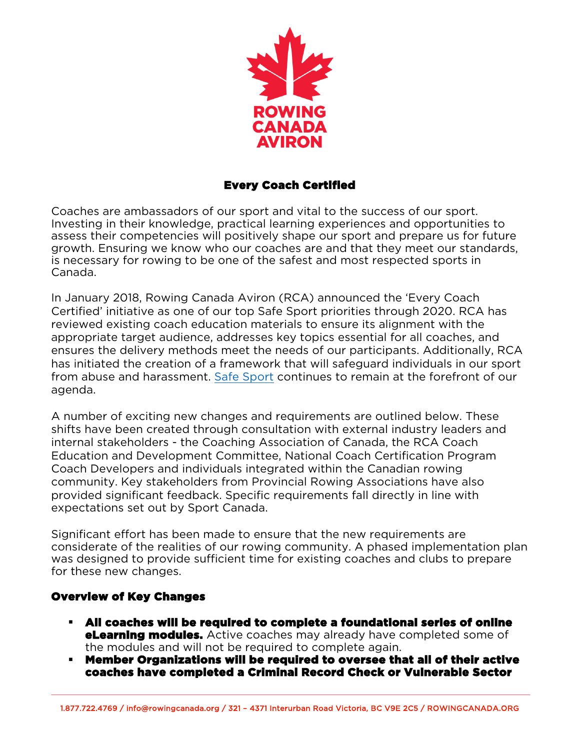# Every Coach Certified

Coaches are ambassadors of our sport and vital to the success of our sport. Investing in their knowledge, practical learning experiences and opportunities to assess their competencies will positively shape our sport and prepare us for future growth. Ensuring we know who our coaches are and that they meet our standards, is necessary for rowing to be one of the safest and most respected sports in Canada.

In January 2018, Rowing Canada Aviron (RCA) announced the 'Every Coach Certified' initiative as one of our top Safe Sport priorities through 2020. RCA has reviewed existing coach education materials to ensure its alignment with the appropriate target audience, addresses key topics essential for all coaches, and ensures the delivery methods meet the needs of our participants. Additionally, RCA has initiated the creation of a framework that will safeguard individuals in our sport from abuse and harassment. Safe Sport continues to remain at the forefront of our agenda.

A number of exciting new changes and requirements are outlined below. These shifts have been created through consultation with external industry leaders and internal stakeholders - the Coaching Association of Canada, the RCA Coach Education and Development Committee, National Coach Certification Program Coach Developers and individuals integrated within the Canadian rowing community. Key stakeholders from Provincial Rowing Associations have also provided significant feedback. Specific requirements fall directly in line with expectations set out by Sport Canada.

Significant effort has been made to ensure that the new requirements are considerate of the realities of our rowing community. A phased implementation plan was designed to provide sufficient time for existing coaches and clubs to prepare for these new changes.

## Overview of Key Changes

- **All coaches will be required to complete a foundational series of online eLearning modules.** Active coaches may already have completed some of the modules and will not be required to complete again.
- **Member Organizations will be required to oversee that all of their active coaches have completed a Criminal Record Check or Vulnerable Sector**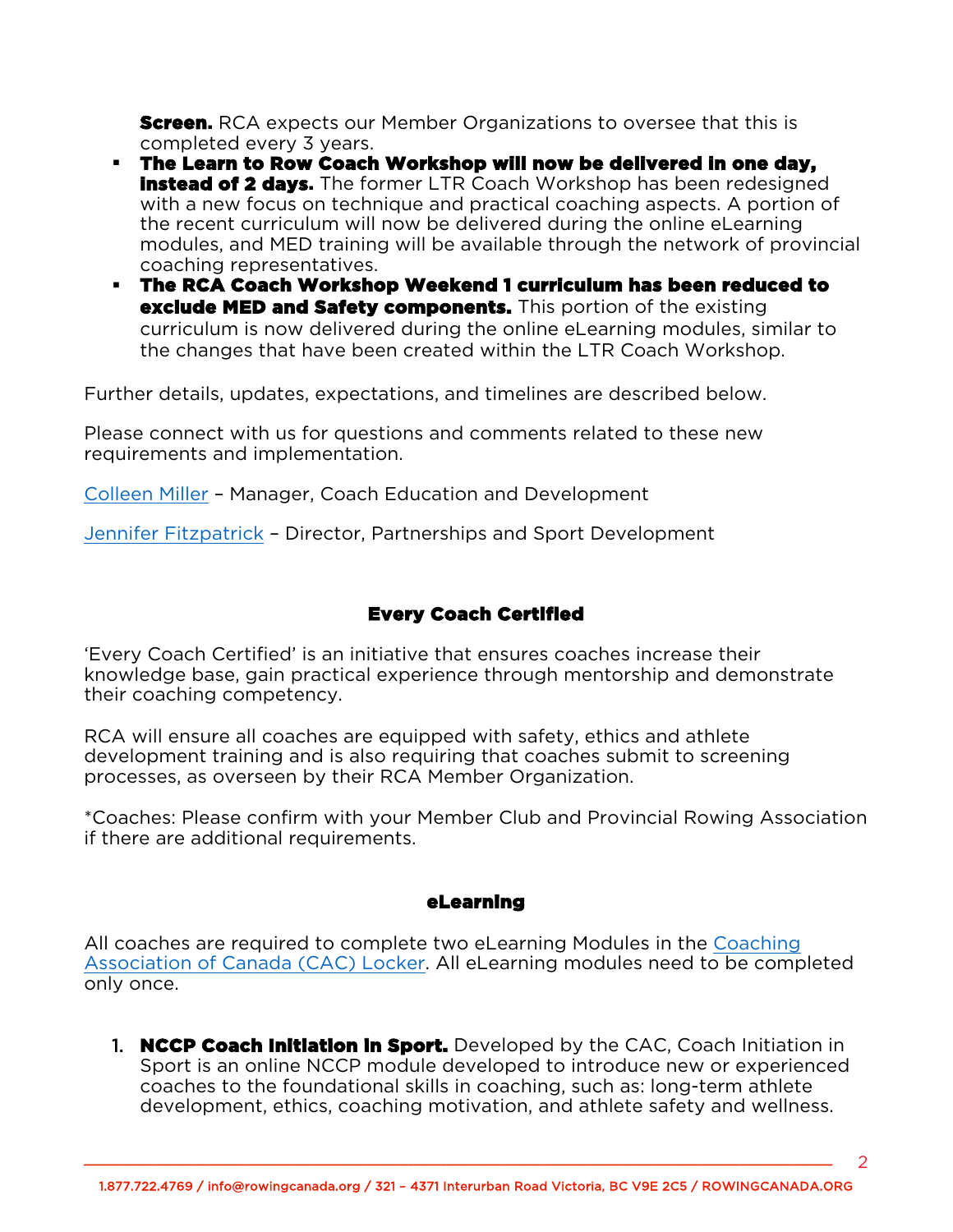**Screen.** RCA expects our Member Organizations to oversee that this is completed every 3 years.

- **The Learn to Row Coach Workshop will now be delivered in one day, instead of 2 days.** The former LTR Coach Workshop has been redesigned with a new focus on technique and practical coaching aspects. A portion of the recent curriculum will now be delivered during the online eLearning modules, and MED training will be available through the network of provincial coaching representatives.
- **The RCA Coach Workshop Weekend 1 curriculum has been reduced to exclude MED and Safety components.** This portion of the existing curriculum is now delivered during the online eLearning modules, similar to the changes that have been created within the LTR Coach Workshop.

Further details, updates, expectations, and timelines are described below.

Please connect with us for questions and comments related to these new requirements and implementation.

Colleen Miller – Manager, Coach Education and Development

Jennifer Fitzpatrick – Director, Partnerships and Sport Development

## Every Coach Certified

'Every Coach Certified' is an initiative that ensures coaches increase their knowledge base, gain practical experience through mentorship and demonstrate their coaching competency.

RCA will ensure all coaches are equipped with safety, ethics and athlete development training and is also requiring that coaches submit to screening processes, as overseen by their RCA Member Organization.

*Coaches: Please confirm with your Member Club and Provincial Rowing Association if there are additional requirements.

## eLearning

All coaches are required to complete two eLearning Modules in the Coaching Association of Canada (CAC) Locker. All eLearning modules need to be completed only once.

1. **NCCP Coach Initiation in Sport.** Developed by the CAC, Coach Initiation in Sport is an online NCCP module developed to introduce new or experienced coaches to the foundational skills in coaching, such as: long-term athlete development, ethics, coaching motivation, and athlete safety and wellness.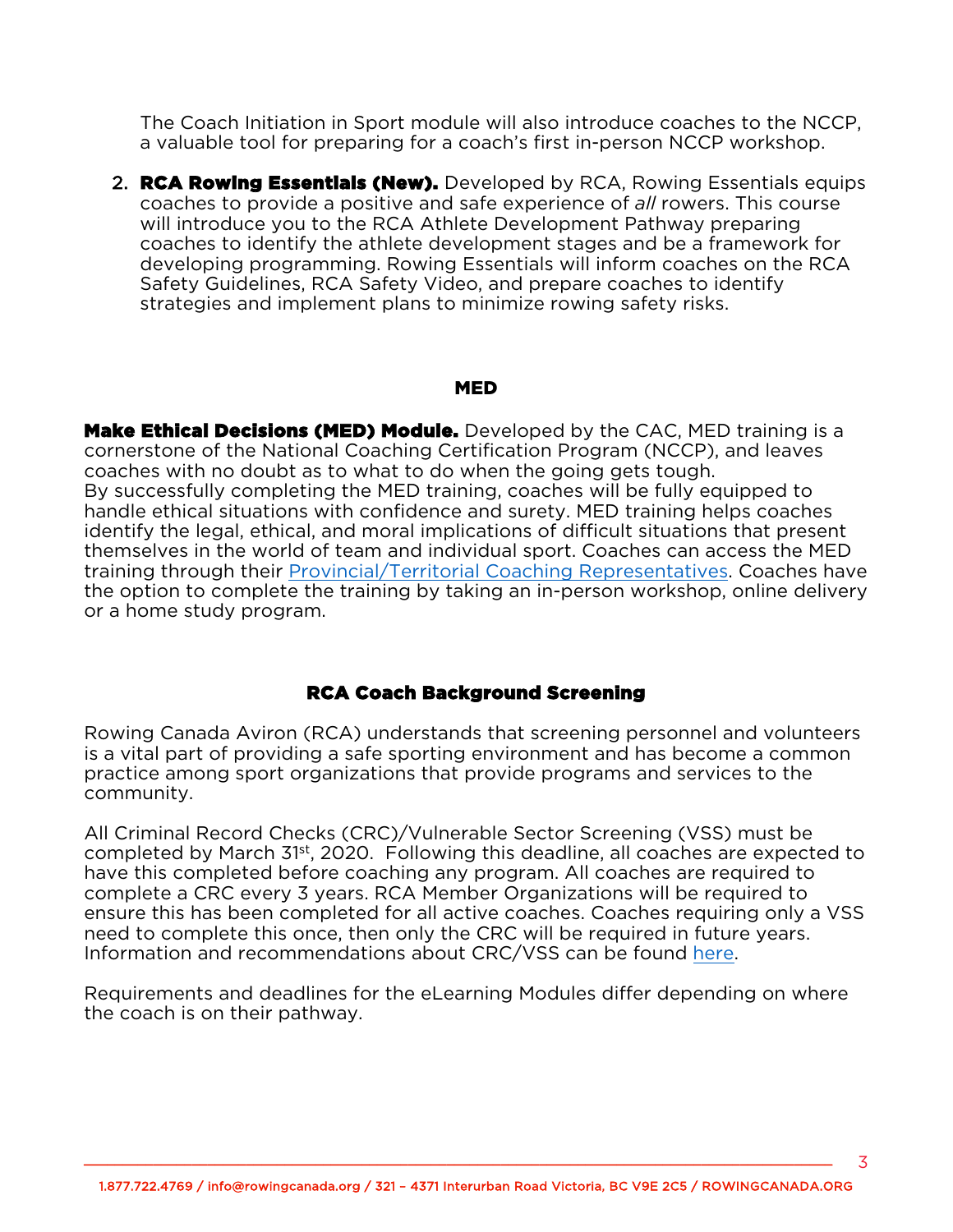The Coach Initiation in Sport module will also introduce coaches to the NCCP, a valuable tool for preparing for a coach's first in-person NCCP workshop.

2. **RCA Rowing Essentials (New).** Developed by RCA, Rowing Essentials equips coaches to provide a positive and safe experience of *all* rowers. This course will introduce you to the RCA Athlete Development Pathway preparing coaches to identify the athlete development stages and be a framework for developing programming. Rowing Essentials will inform coaches on the RCA Safety Guidelines, RCA Safety Video, and prepare coaches to identify strategies and implement plans to minimize rowing safety risks.

## MED

**Make Ethical Decisions (MED) Module.** Developed by the CAC, MED training is a cornerstone of the National Coaching Certification Program (NCCP), and leaves coaches with no doubt as to what to do when the going gets tough.
By successfully completing the MED training, coaches will be fully equipped to handle ethical situations with confidence and surety. MED training helps coaches identify the legal, ethical, and moral implications of difficult situations that present themselves in the world of team and individual sport. Coaches can access the MED training through their Provincial/Territorial Coaching Representatives. Coaches have the option to complete the training by taking an in-person workshop, online delivery or a home study program.

## RCA Coach Background Screening

Rowing Canada Aviron (RCA) understands that screening personnel and volunteers is a vital part of providing a safe sporting environment and has become a common practice among sport organizations that provide programs and services to the community.

All Criminal Record Checks (CRC)/Vulnerable Sector Screening (VSS) must be completed by March 31st, 2020. Following this deadline, all coaches are expected to have this completed before coaching any program. All coaches are required to complete a CRC every 3 years. RCA Member Organizations will be required to ensure this has been completed for all active coaches. Coaches requiring only a VSS need to complete this once, then only the CRC will be required in future years. Information and recommendations about CRC/VSS can be found here.

Requirements and deadlines for the eLearning Modules differ depending on where the coach is on their pathway.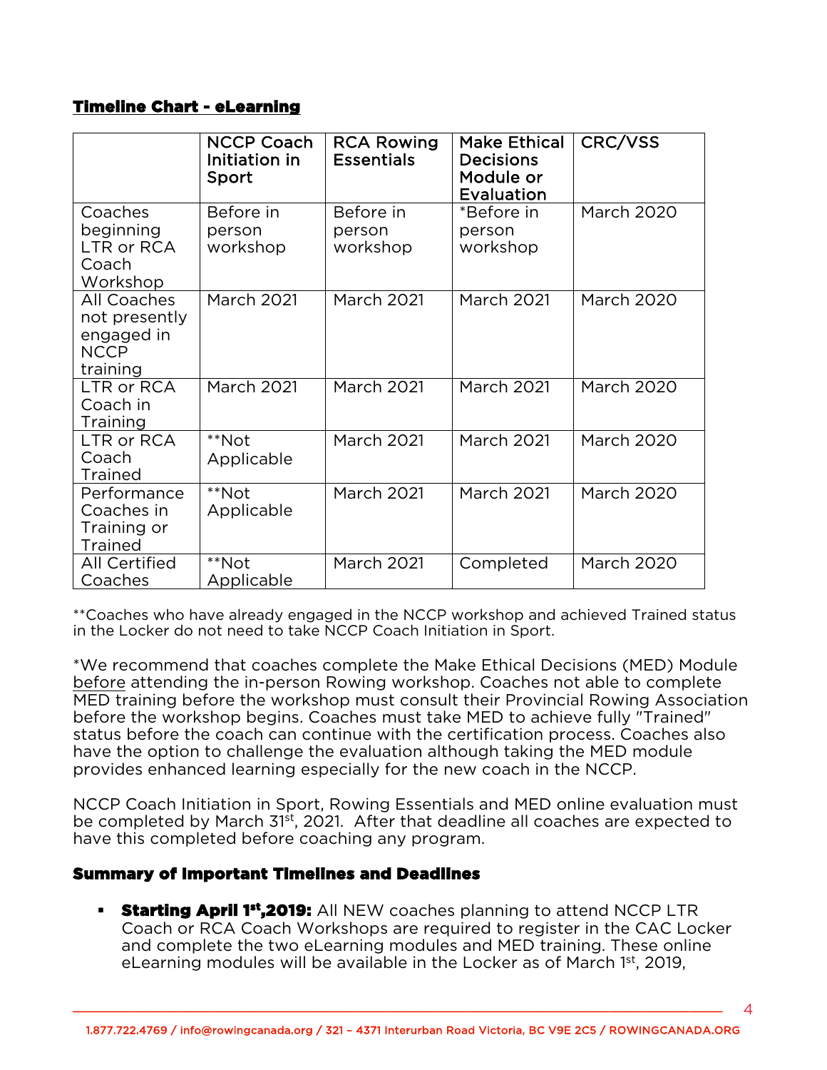## Timeline Chart - eLearning

| | NCCP Coach Initiation in Sport | RCA Rowing Essentials | Make Ethical Decisions Module or Evaluation | CRC/VSS |
|---|---|---|---|---|
| Coaches beginning LTR or RCA Coach Workshop | Before in person workshop | Before in person workshop | *Before in person workshop | March 2020 |
| All Coaches not presently engaged in NCCP training | March 2021 | March 2021 | March 2021 | March 2020 |
| LTR or RCA Coach in Training | March 2021 | March 2021 | March 2021 | March 2020 |
| LTR or RCA Coach Trained | **Not Applicable | March 2021 | March 2021 | March 2020 |
| Performance Coaches in Training or Trained | **Not Applicable | March 2021 | March 2021 | March 2020 |
| All Certified Coaches | **Not Applicable | March 2021 | Completed | March 2020 |

**Coaches who have already engaged in the NCCP workshop and achieved Trained status in the Locker do not need to take NCCP Coach Initiation in Sport.

*We recommend that coaches complete the Make Ethical Decisions (MED) Module before attending the in-person Rowing workshop. Coaches not able to complete MED training before the workshop must consult their Provincial Rowing Association before the workshop begins. Coaches must take MED to achieve fully "Trained" status before the coach can continue with the certification process. Coaches also have the option to challenge the evaluation although taking the MED module provides enhanced learning especially for the new coach in the NCCP.

NCCP Coach Initiation in Sport, Rowing Essentials and MED online evaluation must be completed by March 31st, 2021. After that deadline all coaches are expected to have this completed before coaching any program.

### Summary of Important Timelines and Deadlines

- **Starting April 1st, 2019:** All NEW coaches planning to attend NCCP LTR Coach or RCA Coach Workshops are required to register in the CAC Locker and complete the two eLearning modules and MED training. These online eLearning modules will be available in the Locker as of March 1st, 2019,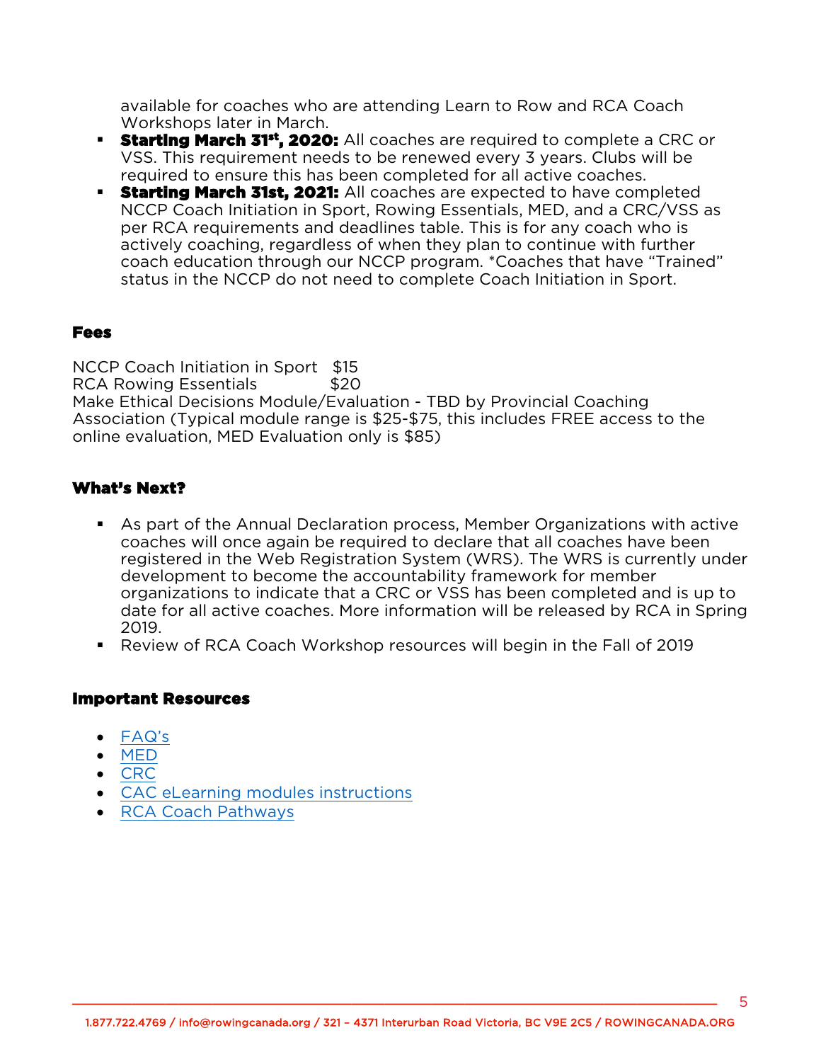available for coaches who are attending Learn to Row and RCA Coach Workshops later in March.

- **Starting March 31st, 2020:** All coaches are required to complete a CRC or VSS. This requirement needs to be renewed every 3 years. Clubs will be required to ensure this has been completed for all active coaches.
- **Starting March 31st, 2021:** All coaches are expected to have completed NCCP Coach Initiation in Sport, Rowing Essentials, MED, and a CRC/VSS as per RCA requirements and deadlines table. This is for any coach who is actively coaching, regardless of when they plan to continue with further coach education through our NCCP program. *Coaches that have "Trained" status in the NCCP do not need to complete Coach Initiation in Sport.

### Fees

NCCP Coach Initiation in Sport $15
RCA Rowing Essentials $20
Make Ethical Decisions Module/Evaluation - TBD by Provincial Coaching Association (Typical module range is $25-$75, this includes FREE access to the online evaluation, MED Evaluation only is $85)

### What's Next?

- As part of the Annual Declaration process, Member Organizations with active coaches will once again be required to declare that all coaches have been registered in the Web Registration System (WRS). The WRS is currently under development to become the accountability framework for member organizations to indicate that a CRC or VSS has been completed and is up to date for all active coaches. More information will be released by RCA in Spring 2019.
- Review of RCA Coach Workshop resources will begin in the Fall of 2019

### Important Resources

- FAQ's
- MED
- CRC
- CAC eLearning modules instructions
- RCA Coach Pathways